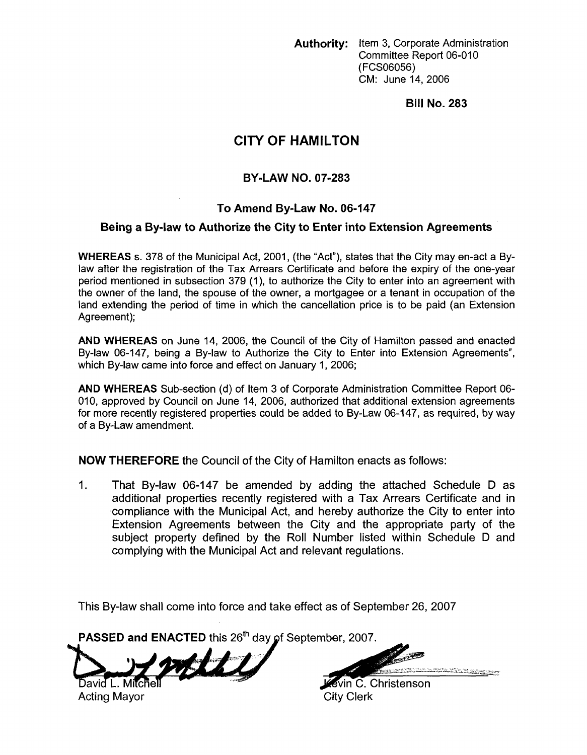**Authority:** Item 3, Corporate Administration Committee Report 06-010 (FCS06056)
CM: June 14, 2006

**Bill No. 283**

# CITY OF HAMILTON

## BY-LAW NO. 07-283

### To Amend By-Law No. 06-147

### Being a By-law to Authorize the City to Enter into Extension Agreements

**WHEREAS** s. 378 of the Municipal Act, 2001, (the "Act"), states that the City may en-act a By-law after the registration of the Tax Arrears Certificate and before the expiry of the one-year period mentioned in subsection 379 (1), to authorize the City to enter into an agreement with the owner of the land, the spouse of the owner, a mortgagee or a tenant in occupation of the land extending the period of time in which the cancellation price is to be paid (an Extension Agreement);

**AND WHEREAS** on June 14, 2006, the Council of the City of Hamilton passed and enacted By-law 06-147, being a By-law to Authorize the City to Enter into Extension Agreements", which By-law came into force and effect on January 1, 2006;

**AND WHEREAS** Sub-section (d) of Item 3 of Corporate Administration Committee Report 06-010, approved by Council on June 14, 2006, authorized that additional extension agreements for more recently registered properties could be added to By-Law 06-147, as required, by way of a By-Law amendment.

**NOW THEREFORE** the Council of the City of Hamilton enacts as follows:

1. That By-law 06-147 be amended by adding the attached Schedule D as additional properties recently registered with a Tax Arrears Certificate and in compliance with the Municipal Act, and hereby authorize the City to enter into Extension Agreements between the City and the appropriate party of the subject property defined by the Roll Number listed within Schedule D and complying with the Municipal Act and relevant regulations.

This By-law shall come into force and take effect as of September 26, 2007

**PASSED and ENACTED** this 26th day of September, 2007.

David L. Mitchell
Acting Mayor

Kevin C. Christenson
City Clerk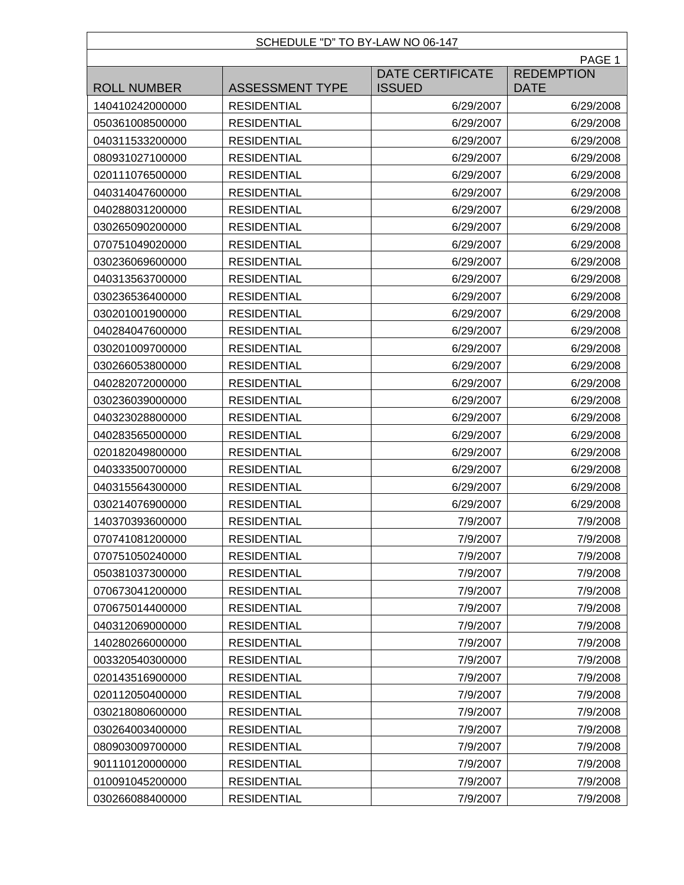SCHEDULE "D" TO BY-LAW NO 06-147

| ROLL NUMBER | ASSESSMENT TYPE | DATE CERTIFICATE ISSUED | REDEMPTION DATE |
|---|---|---|---|
| 140410242000000 | RESIDENTIAL | 6/29/2007 | 6/29/2008 |
| 050361008500000 | RESIDENTIAL | 6/29/2007 | 6/29/2008 |
| 040311533200000 | RESIDENTIAL | 6/29/2007 | 6/29/2008 |
| 080931027100000 | RESIDENTIAL | 6/29/2007 | 6/29/2008 |
| 020111076500000 | RESIDENTIAL | 6/29/2007 | 6/29/2008 |
| 040314047600000 | RESIDENTIAL | 6/29/2007 | 6/29/2008 |
| 040288031200000 | RESIDENTIAL | 6/29/2007 | 6/29/2008 |
| 030265090200000 | RESIDENTIAL | 6/29/2007 | 6/29/2008 |
| 070751049020000 | RESIDENTIAL | 6/29/2007 | 6/29/2008 |
| 030236069600000 | RESIDENTIAL | 6/29/2007 | 6/29/2008 |
| 040313563700000 | RESIDENTIAL | 6/29/2007 | 6/29/2008 |
| 030236536400000 | RESIDENTIAL | 6/29/2007 | 6/29/2008 |
| 030201001900000 | RESIDENTIAL | 6/29/2007 | 6/29/2008 |
| 040284047600000 | RESIDENTIAL | 6/29/2007 | 6/29/2008 |
| 030201009700000 | RESIDENTIAL | 6/29/2007 | 6/29/2008 |
| 030266053800000 | RESIDENTIAL | 6/29/2007 | 6/29/2008 |
| 040282072000000 | RESIDENTIAL | 6/29/2007 | 6/29/2008 |
| 030236039000000 | RESIDENTIAL | 6/29/2007 | 6/29/2008 |
| 040323028800000 | RESIDENTIAL | 6/29/2007 | 6/29/2008 |
| 040283565000000 | RESIDENTIAL | 6/29/2007 | 6/29/2008 |
| 020182049800000 | RESIDENTIAL | 6/29/2007 | 6/29/2008 |
| 040333500700000 | RESIDENTIAL | 6/29/2007 | 6/29/2008 |
| 040315564300000 | RESIDENTIAL | 6/29/2007 | 6/29/2008 |
| 030214076900000 | RESIDENTIAL | 6/29/2007 | 6/29/2008 |
| 140370393600000 | RESIDENTIAL | 7/9/2007 | 7/9/2008 |
| 070741081200000 | RESIDENTIAL | 7/9/2007 | 7/9/2008 |
| 070751050240000 | RESIDENTIAL | 7/9/2007 | 7/9/2008 |
| 050381037300000 | RESIDENTIAL | 7/9/2007 | 7/9/2008 |
| 070673041200000 | RESIDENTIAL | 7/9/2007 | 7/9/2008 |
| 070675014400000 | RESIDENTIAL | 7/9/2007 | 7/9/2008 |
| 040312069000000 | RESIDENTIAL | 7/9/2007 | 7/9/2008 |
| 140280266000000 | RESIDENTIAL | 7/9/2007 | 7/9/2008 |
| 003320540300000 | RESIDENTIAL | 7/9/2007 | 7/9/2008 |
| 020143516900000 | RESIDENTIAL | 7/9/2007 | 7/9/2008 |
| 020112050400000 | RESIDENTIAL | 7/9/2007 | 7/9/2008 |
| 030218080600000 | RESIDENTIAL | 7/9/2007 | 7/9/2008 |
| 030264003400000 | RESIDENTIAL | 7/9/2007 | 7/9/2008 |
| 080903009700000 | RESIDENTIAL | 7/9/2007 | 7/9/2008 |
| 901110120000000 | RESIDENTIAL | 7/9/2007 | 7/9/2008 |
| 010091045200000 | RESIDENTIAL | 7/9/2007 | 7/9/2008 |
| 030266088400000 | RESIDENTIAL | 7/9/2007 | 7/9/2008 |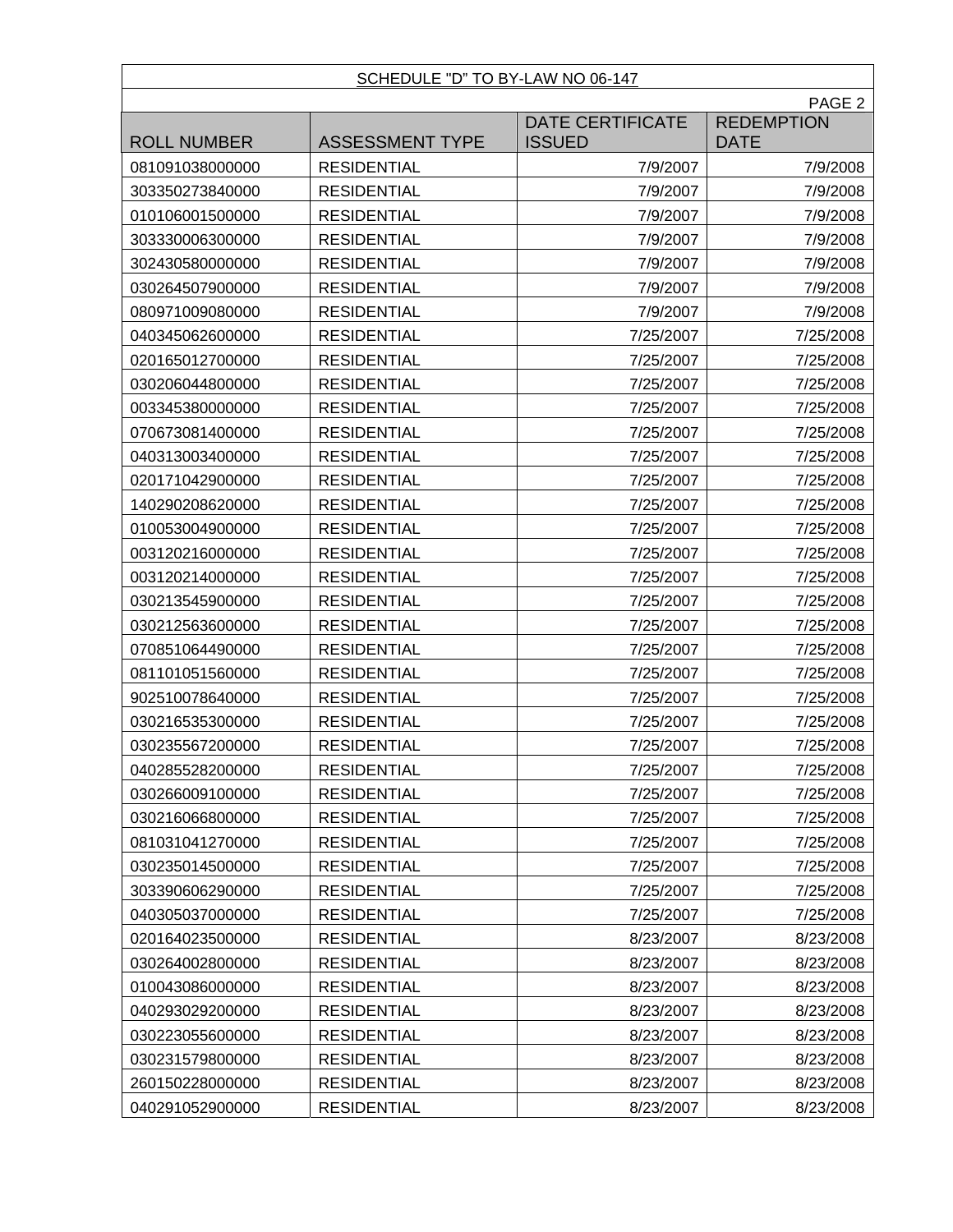SCHEDULE "D" TO BY-LAW NO 06-147

PAGE 2

| ROLL NUMBER | ASSESSMENT TYPE | DATE CERTIFICATE ISSUED | REDEMPTION DATE |
|---|---|---|---|
| 081091038000000 | RESIDENTIAL | 7/9/2007 | 7/9/2008 |
| 303350273840000 | RESIDENTIAL | 7/9/2007 | 7/9/2008 |
| 010106001500000 | RESIDENTIAL | 7/9/2007 | 7/9/2008 |
| 303330006300000 | RESIDENTIAL | 7/9/2007 | 7/9/2008 |
| 302430580000000 | RESIDENTIAL | 7/9/2007 | 7/9/2008 |
| 030264507900000 | RESIDENTIAL | 7/9/2007 | 7/9/2008 |
| 080971009080000 | RESIDENTIAL | 7/9/2007 | 7/9/2008 |
| 040345062600000 | RESIDENTIAL | 7/25/2007 | 7/25/2008 |
| 020165012700000 | RESIDENTIAL | 7/25/2007 | 7/25/2008 |
| 030206044800000 | RESIDENTIAL | 7/25/2007 | 7/25/2008 |
| 003345380000000 | RESIDENTIAL | 7/25/2007 | 7/25/2008 |
| 070673081400000 | RESIDENTIAL | 7/25/2007 | 7/25/2008 |
| 040313003400000 | RESIDENTIAL | 7/25/2007 | 7/25/2008 |
| 020171042900000 | RESIDENTIAL | 7/25/2007 | 7/25/2008 |
| 140290208620000 | RESIDENTIAL | 7/25/2007 | 7/25/2008 |
| 010053004900000 | RESIDENTIAL | 7/25/2007 | 7/25/2008 |
| 003120216000000 | RESIDENTIAL | 7/25/2007 | 7/25/2008 |
| 003120214000000 | RESIDENTIAL | 7/25/2007 | 7/25/2008 |
| 030213545900000 | RESIDENTIAL | 7/25/2007 | 7/25/2008 |
| 030212563600000 | RESIDENTIAL | 7/25/2007 | 7/25/2008 |
| 070851064490000 | RESIDENTIAL | 7/25/2007 | 7/25/2008 |
| 081101051560000 | RESIDENTIAL | 7/25/2007 | 7/25/2008 |
| 902510078640000 | RESIDENTIAL | 7/25/2007 | 7/25/2008 |
| 030216535300000 | RESIDENTIAL | 7/25/2007 | 7/25/2008 |
| 030235567200000 | RESIDENTIAL | 7/25/2007 | 7/25/2008 |
| 040285528200000 | RESIDENTIAL | 7/25/2007 | 7/25/2008 |
| 030266009100000 | RESIDENTIAL | 7/25/2007 | 7/25/2008 |
| 030216066800000 | RESIDENTIAL | 7/25/2007 | 7/25/2008 |
| 081031041270000 | RESIDENTIAL | 7/25/2007 | 7/25/2008 |
| 030235014500000 | RESIDENTIAL | 7/25/2007 | 7/25/2008 |
| 303390606290000 | RESIDENTIAL | 7/25/2007 | 7/25/2008 |
| 040305037000000 | RESIDENTIAL | 7/25/2007 | 7/25/2008 |
| 020164023500000 | RESIDENTIAL | 8/23/2007 | 8/23/2008 |
| 030264002800000 | RESIDENTIAL | 8/23/2007 | 8/23/2008 |
| 010043086000000 | RESIDENTIAL | 8/23/2007 | 8/23/2008 |
| 040293029200000 | RESIDENTIAL | 8/23/2007 | 8/23/2008 |
| 030223055600000 | RESIDENTIAL | 8/23/2007 | 8/23/2008 |
| 030231579800000 | RESIDENTIAL | 8/23/2007 | 8/23/2008 |
| 260150228000000 | RESIDENTIAL | 8/23/2007 | 8/23/2008 |
| 040291052900000 | RESIDENTIAL | 8/23/2007 | 8/23/2008 |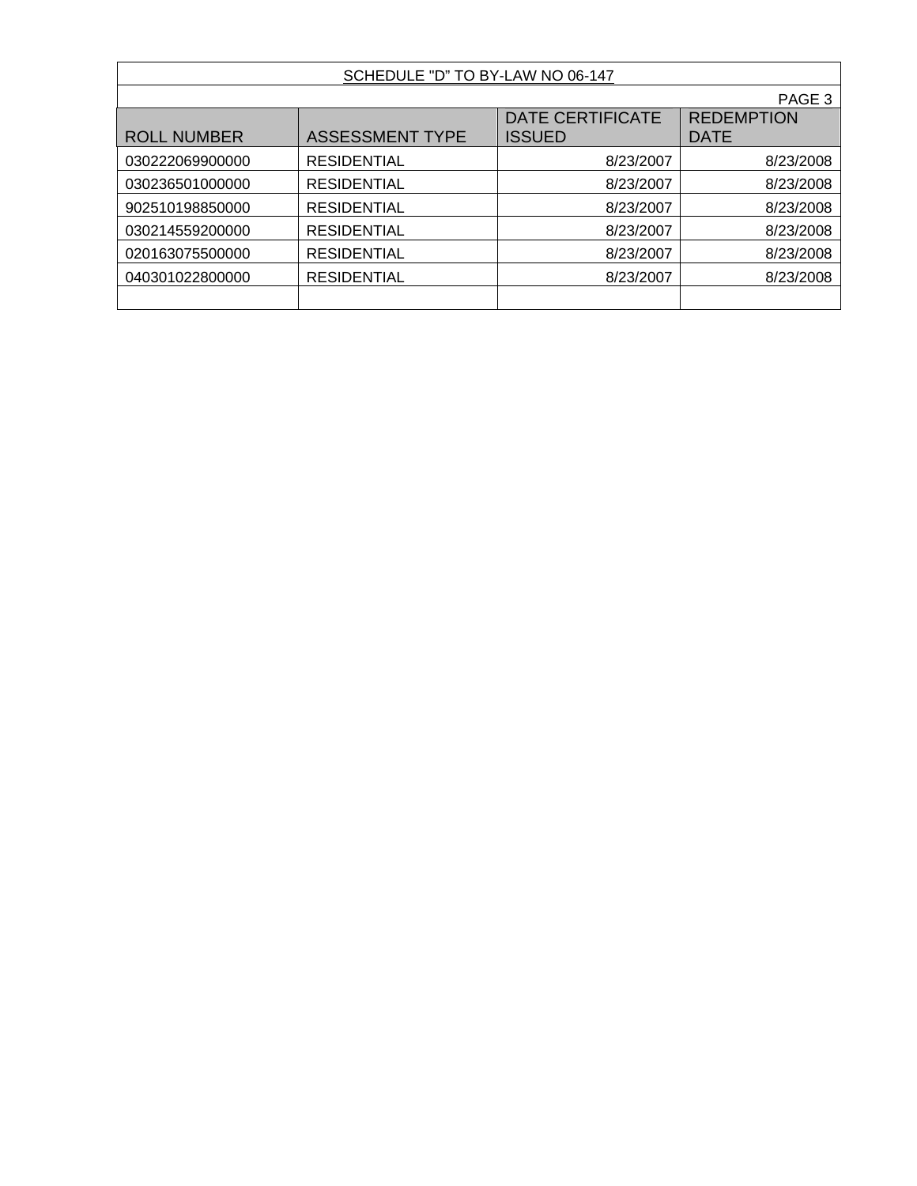SCHEDULE "D" TO BY-LAW NO 06-147

PAGE 3

| ROLL NUMBER | ASSESSMENT TYPE | DATE CERTIFICATE ISSUED | REDEMPTION DATE |
|---|---|---|---|
| 030222069900000 | RESIDENTIAL | 8/23/2007 | 8/23/2008 |
| 030236501000000 | RESIDENTIAL | 8/23/2007 | 8/23/2008 |
| 902510198850000 | RESIDENTIAL | 8/23/2007 | 8/23/2008 |
| 030214559200000 | RESIDENTIAL | 8/23/2007 | 8/23/2008 |
| 020163075500000 | RESIDENTIAL | 8/23/2007 | 8/23/2008 |
| 040301022800000 | RESIDENTIAL | 8/23/2007 | 8/23/2008 |
| | | | |